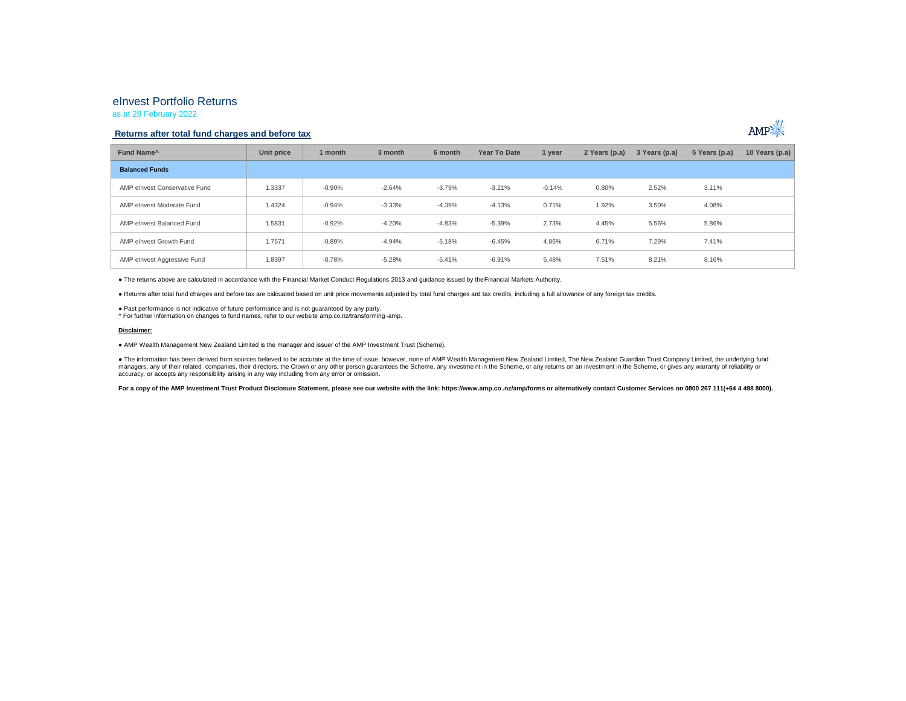# eInvest Portfolio Returns

as at 28 February 2022

## Returns after total fund charges and before tax

| Fund Name^ | Unit price | 1 month | 3 month | 6 month | Year To Date | 1 year | 2 Years (p.a) | 3 Years (p.a) | 5 Years (p.a) | 10 Years (p.a) |
|---|---|---|---|---|---|---|---|---|---|---|
| **Balanced Funds** | | | | | | | | | | |
| AMP eInvest Conservative Fund | 1.3337 | -0.90% | -2.64% | -3.79% | -3.21% | -0.14% | 0.80% | 2.52% | 3.11% | |
| AMP eInvest Moderate Fund | 1.4324 | -0.94% | -3.33% | -4.39% | -4.13% | 0.71% | 1.92% | 3.50% | 4.08% | |
| AMP eInvest Balanced Fund | 1.5831 | -0.92% | -4.20% | -4.83% | -5.39% | 2.73% | 4.45% | 5.56% | 5.86% | |
| AMP eInvest Growth Fund | 1.7571 | -0.89% | -4.94% | -5.18% | -6.45% | 4.86% | 6.71% | 7.29% | 7.41% | |
| AMP eInvest Aggressive Fund | 1.8397 | -0.78% | -5.28% | -5.41% | -6.91% | 5.48% | 7.51% | 8.21% | 8.16% | |

- The returns above are calculated in accordance with the Financial Market Conduct Regulations 2013 and guidance issued by the Financial Markets Authority.

- Returns after total fund charges and before tax are calcuated based on unit price movements adjusted by total fund charges and tax credits, including a full allowance of any foreign tax credits.

- Past performance is not indicative of future performance and is not guaranteed by any party.

^ For further information on changes to fund names, refer to our website amp.co.nz/transforming-amp.

**Disclaimer:**

- AMP Wealth Management New Zealand Limited is the manager and issuer of the AMP Investment Trust (Scheme).

- The information has been derived from sources believed to be accurate at the time of issue, however, none of AMP Wealth Management New Zealand Limited, The New Zealand Guardian Trust Company Limited, the underlying fund managers, any of their related companies, their directors, the Crown or any other person guarantees the Scheme, any investment in the Scheme, or any returns on an investment in the Scheme, or gives any warranty of reliability or accuracy, or accepts any responsibility arising in any way including from any error or omission.

**For a copy of the AMP Investment Trust Product Disclosure Statement, please see our website with the link: https://www.amp.co.nz/amp/forms or alternatively contact Customer Services on 0800 267 111(+64 4 498 8000).**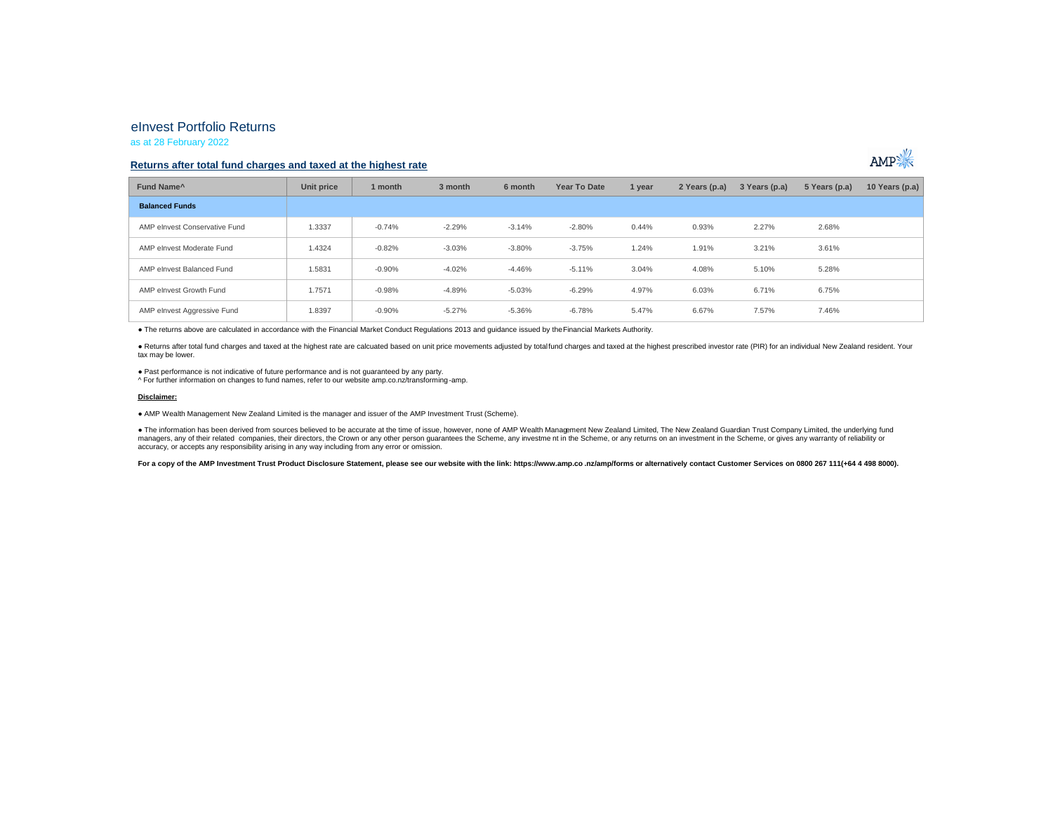# eInvest Portfolio Returns

as at 28 February 2022

## Returns after total fund charges and taxed at the highest rate

| Fund Name^ | Unit price | 1 month | 3 month | 6 month | Year To Date | 1 year | 2 Years (p.a) | 3 Years (p.a) | 5 Years (p.a) | 10 Years (p.a) |
|---|---|---|---|---|---|---|---|---|---|---|
| **Balanced Funds** | | | | | | | | | | |
| AMP eInvest Conservative Fund | 1.3337 | -0.74% | -2.29% | -3.14% | -2.80% | 0.44% | 0.93% | 2.27% | 2.68% | |
| AMP eInvest Moderate Fund | 1.4324 | -0.82% | -3.03% | -3.80% | -3.75% | 1.24% | 1.91% | 3.21% | 3.61% | |
| AMP eInvest Balanced Fund | 1.5831 | -0.90% | -4.02% | -4.46% | -5.11% | 3.04% | 4.08% | 5.10% | 5.28% | |
| AMP eInvest Growth Fund | 1.7571 | -0.98% | -4.89% | -5.03% | -6.29% | 4.97% | 6.03% | 6.71% | 6.75% | |
| AMP eInvest Aggressive Fund | 1.8397 | -0.90% | -5.27% | -5.36% | -6.78% | 5.47% | 6.67% | 7.57% | 7.46% | |

● The returns above are calculated in accordance with the Financial Market Conduct Regulations 2013 and guidance issued by the Financial Markets Authority.

● Returns after total fund charges and taxed at the highest rate are calcuated based on unit price movements adjusted by total fund charges and taxed at the highest prescribed investor rate (PIR) for an individual New Zealand resident. Your tax may be lower.

● Past performance is not indicative of future performance and is not guaranteed by any party.

^ For further information on changes to fund names, refer to our website amp.co.nz/transforming-amp.

**Disclaimer:**

● AMP Wealth Management New Zealand Limited is the manager and issuer of the AMP Investment Trust (Scheme).

● The information has been derived from sources believed to be accurate at the time of issue, however, none of AMP Wealth Management New Zealand Limited, The New Zealand Guardian Trust Company Limited, the underlying fund managers, any of their related companies, their directors, the Crown or any other person guarantees the Scheme, any investment in the Scheme, or any returns on an investment in the Scheme, or gives any warranty of reliability or accuracy, or accepts any responsibility arising in any way including from any error or omission.

**For a copy of the AMP Investment Trust Product Disclosure Statement, please see our website with the link: https://www.amp.co.nz/amp/forms or alternatively contact Customer Services on 0800 267 111(+64 4 498 8000).**